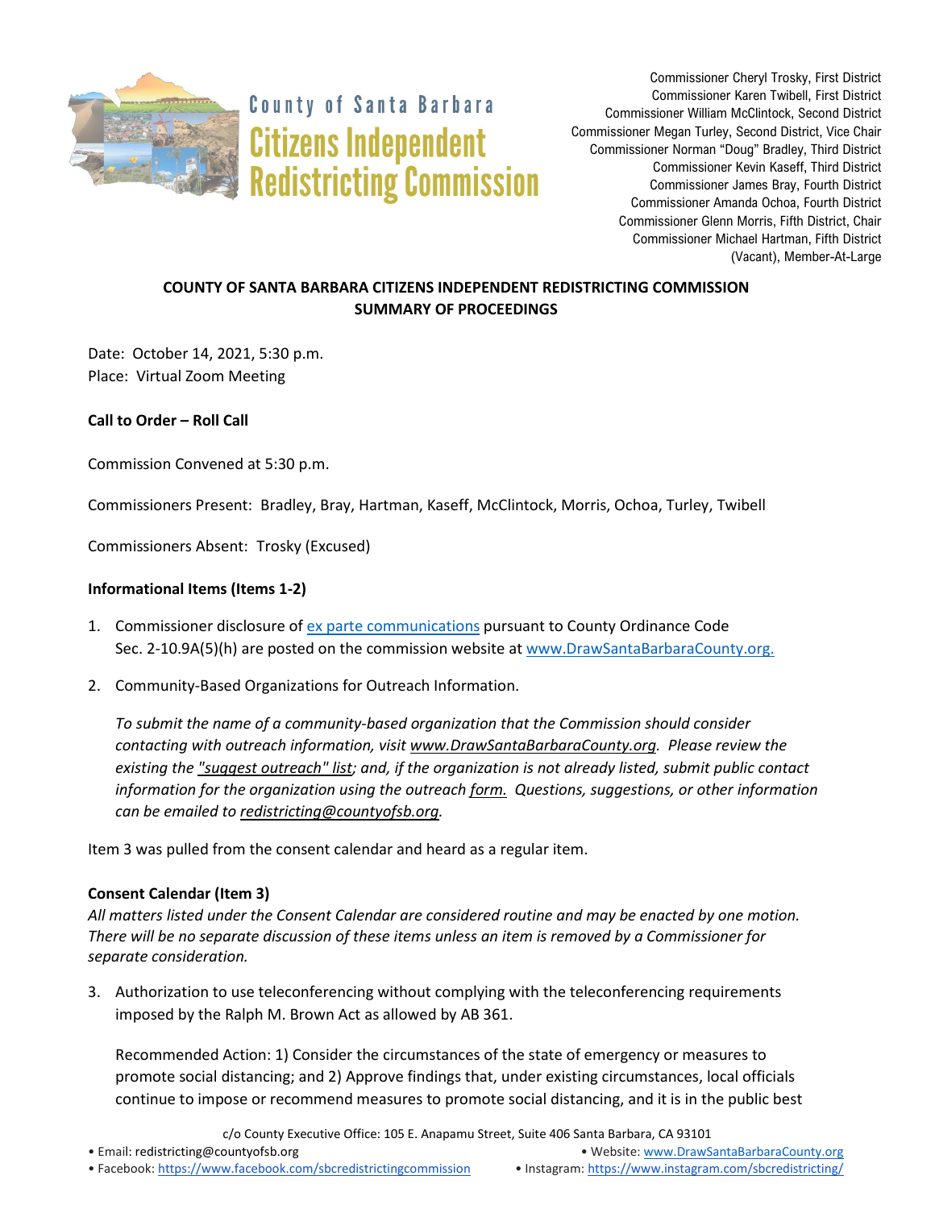County of Santa Barbara
**Citizens Independent Redistricting Commission**

Commissioner Cheryl Trosky, First District
Commissioner Karen Twibell, First District
Commissioner William McClintock, Second District
Commissioner Megan Turley, Second District, Vice Chair
Commissioner Norman "Doug" Bradley, Third District
Commissioner Kevin Kaseff, Third District
Commissioner James Bray, Fourth District
Commissioner Amanda Ochoa, Fourth District
Commissioner Glenn Morris, Fifth District, Chair
Commissioner Michael Hartman, Fifth District
(Vacant), Member-At-Large

## COUNTY OF SANTA BARBARA CITIZENS INDEPENDENT REDISTRICTING COMMISSION SUMMARY OF PROCEEDINGS

Date: October 14, 2021, 5:30 p.m.
Place: Virtual Zoom Meeting

**Call to Order – Roll Call**

Commission Convened at 5:30 p.m.

Commissioners Present: Bradley, Bray, Hartman, Kaseff, McClintock, Morris, Ochoa, Turley, Twibell

Commissioners Absent: Trosky (Excused)

**Informational Items (Items 1-2)**

1. Commissioner disclosure of ex parte communications pursuant to County Ordinance Code Sec. 2-10.9A(5)(h) are posted on the commission website at www.DrawSantaBarbaraCounty.org.

2. Community-Based Organizations for Outreach Information.

   *To submit the name of a community-based organization that the Commission should consider contacting with outreach information, visit www.DrawSantaBarbaraCounty.org. Please review the existing the "suggest outreach" list; and, if the organization is not already listed, submit public contact information for the organization using the outreach form. Questions, suggestions, or other information can be emailed to redistricting@countyofsb.org.*

Item 3 was pulled from the consent calendar and heard as a regular item.

**Consent Calendar (Item 3)**
*All matters listed under the Consent Calendar are considered routine and may be enacted by one motion. There will be no separate discussion of these items unless an item is removed by a Commissioner for separate consideration.*

3. Authorization to use teleconferencing without complying with the teleconferencing requirements imposed by the Ralph M. Brown Act as allowed by AB 361.

   Recommended Action: 1) Consider the circumstances of the state of emergency or measures to promote social distancing; and 2) Approve findings that, under existing circumstances, local officials continue to impose or recommend measures to promote social distancing, and it is in the public best

c/o County Executive Office: 105 E. Anapamu Street, Suite 406 Santa Barbara, CA 93101
• Email: redistricting@countyofsb.org • Website: www.DrawSantaBarbaraCounty.org
• Facebook: https://www.facebook.com/sbcredistrictingcommission • Instagram: https://www.instagram.com/sbcredistricting/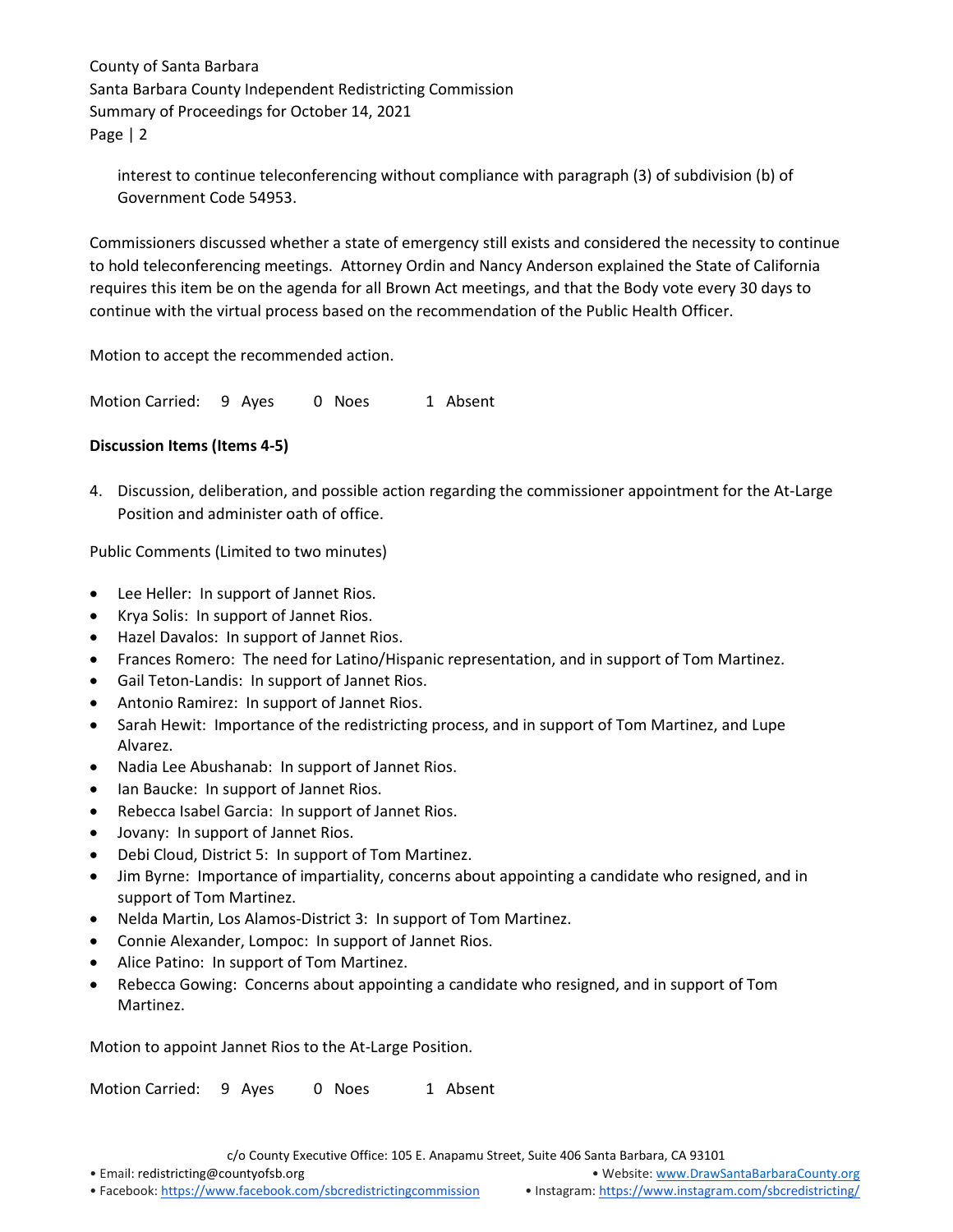interest to continue teleconferencing without compliance with paragraph (3) of subdivision (b) of Government Code 54953.

Commissioners discussed whether a state of emergency still exists and considered the necessity to continue to hold teleconferencing meetings. Attorney Ordin and Nancy Anderson explained the State of California requires this item be on the agenda for all Brown Act meetings, and that the Body vote every 30 days to continue with the virtual process based on the recommendation of the Public Health Officer.

Motion to accept the recommended action.

Motion Carried: 9 Ayes 0 Noes 1 Absent

**Discussion Items (Items 4-5)**

4. Discussion, deliberation, and possible action regarding the commissioner appointment for the At-Large Position and administer oath of office.

Public Comments (Limited to two minutes)

- Lee Heller: In support of Jannet Rios.
- Krya Solis: In support of Jannet Rios.
- Hazel Davalos: In support of Jannet Rios.
- Frances Romero: The need for Latino/Hispanic representation, and in support of Tom Martinez.
- Gail Teton-Landis: In support of Jannet Rios.
- Antonio Ramirez: In support of Jannet Rios.
- Sarah Hewit: Importance of the redistricting process, and in support of Tom Martinez, and Lupe Alvarez.
- Nadia Lee Abushanab: In support of Jannet Rios.
- Ian Baucke: In support of Jannet Rios.
- Rebecca Isabel Garcia: In support of Jannet Rios.
- Jovany: In support of Jannet Rios.
- Debi Cloud, District 5: In support of Tom Martinez.
- Jim Byrne: Importance of impartiality, concerns about appointing a candidate who resigned, and in support of Tom Martinez.
- Nelda Martin, Los Alamos-District 3: In support of Tom Martinez.
- Connie Alexander, Lompoc: In support of Jannet Rios.
- Alice Patino: In support of Tom Martinez.
- Rebecca Gowing: Concerns about appointing a candidate who resigned, and in support of Tom Martinez.

Motion to appoint Jannet Rios to the At-Large Position.

Motion Carried: 9 Ayes 0 Noes 1 Absent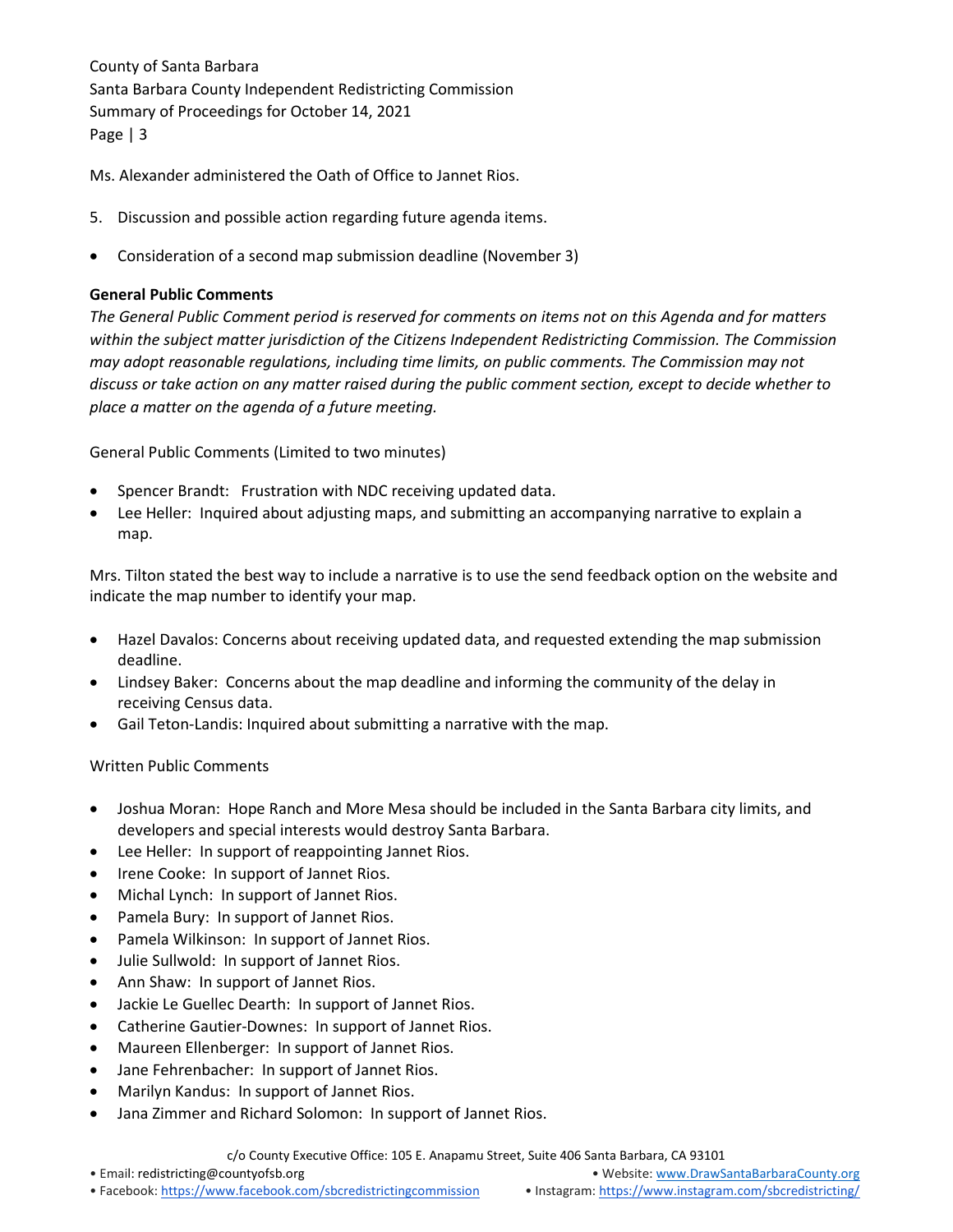Ms. Alexander administered the Oath of Office to Jannet Rios.

5. Discussion and possible action regarding future agenda items.

- Consideration of a second map submission deadline (November 3)

**General Public Comments**

*The General Public Comment period is reserved for comments on items not on this Agenda and for matters within the subject matter jurisdiction of the Citizens Independent Redistricting Commission. The Commission may adopt reasonable regulations, including time limits, on public comments. The Commission may not discuss or take action on any matter raised during the public comment section, except to decide whether to place a matter on the agenda of a future meeting.*

General Public Comments (Limited to two minutes)

- Spencer Brandt: Frustration with NDC receiving updated data.
- Lee Heller: Inquired about adjusting maps, and submitting an accompanying narrative to explain a map.

Mrs. Tilton stated the best way to include a narrative is to use the send feedback option on the website and indicate the map number to identify your map.

- Hazel Davalos: Concerns about receiving updated data, and requested extending the map submission deadline.
- Lindsey Baker: Concerns about the map deadline and informing the community of the delay in receiving Census data.
- Gail Teton-Landis: Inquired about submitting a narrative with the map.

Written Public Comments

- Joshua Moran: Hope Ranch and More Mesa should be included in the Santa Barbara city limits, and developers and special interests would destroy Santa Barbara.
- Lee Heller: In support of reappointing Jannet Rios.
- Irene Cooke: In support of Jannet Rios.
- Michal Lynch: In support of Jannet Rios.
- Pamela Bury: In support of Jannet Rios.
- Pamela Wilkinson: In support of Jannet Rios.
- Julie Sullwold: In support of Jannet Rios.
- Ann Shaw: In support of Jannet Rios.
- Jackie Le Guellec Dearth: In support of Jannet Rios.
- Catherine Gautier-Downes: In support of Jannet Rios.
- Maureen Ellenberger: In support of Jannet Rios.
- Jane Fehrenbacher: In support of Jannet Rios.
- Marilyn Kandus: In support of Jannet Rios.
- Jana Zimmer and Richard Solomon: In support of Jannet Rios.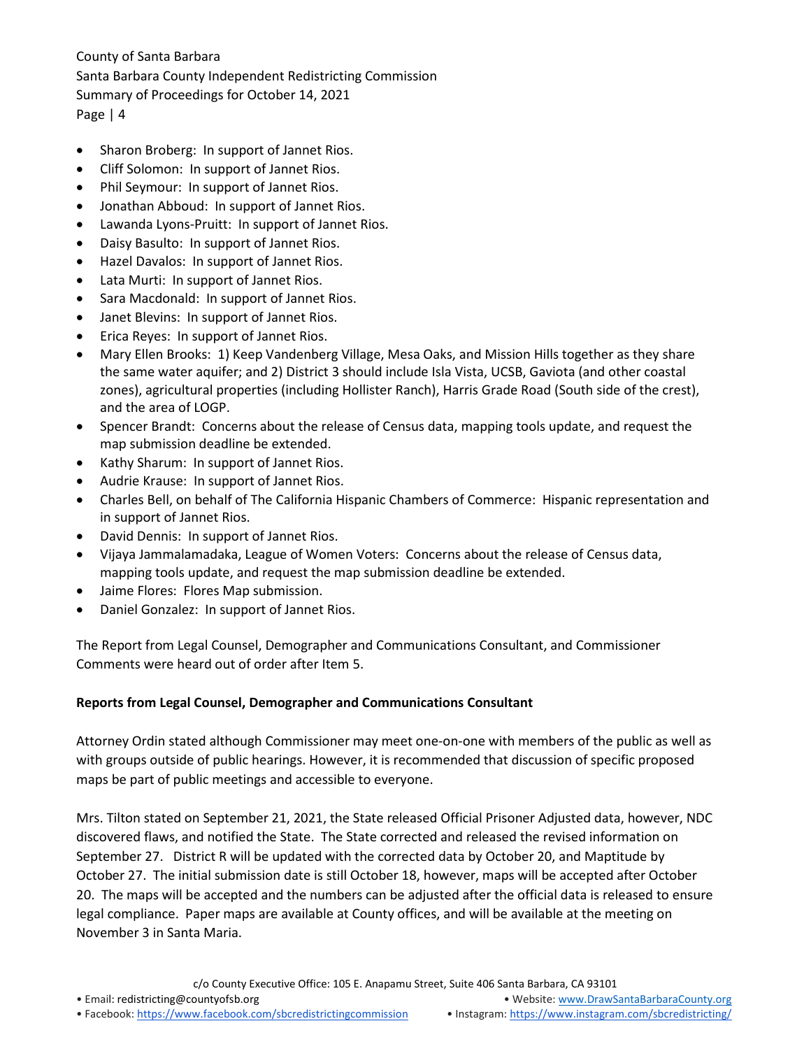- Sharon Broberg: In support of Jannet Rios.
- Cliff Solomon: In support of Jannet Rios.
- Phil Seymour: In support of Jannet Rios.
- Jonathan Abboud: In support of Jannet Rios.
- Lawanda Lyons-Pruitt: In support of Jannet Rios.
- Daisy Basulto: In support of Jannet Rios.
- Hazel Davalos: In support of Jannet Rios.
- Lata Murti: In support of Jannet Rios.
- Sara Macdonald: In support of Jannet Rios.
- Janet Blevins: In support of Jannet Rios.
- Erica Reyes: In support of Jannet Rios.
- Mary Ellen Brooks: 1) Keep Vandenberg Village, Mesa Oaks, and Mission Hills together as they share the same water aquifer; and 2) District 3 should include Isla Vista, UCSB, Gaviota (and other coastal zones), agricultural properties (including Hollister Ranch), Harris Grade Road (South side of the crest), and the area of LOGP.
- Spencer Brandt: Concerns about the release of Census data, mapping tools update, and request the map submission deadline be extended.
- Kathy Sharum: In support of Jannet Rios.
- Audrie Krause: In support of Jannet Rios.
- Charles Bell, on behalf of The California Hispanic Chambers of Commerce: Hispanic representation and in support of Jannet Rios.
- David Dennis: In support of Jannet Rios.
- Vijaya Jammalamadaka, League of Women Voters: Concerns about the release of Census data, mapping tools update, and request the map submission deadline be extended.
- Jaime Flores: Flores Map submission.
- Daniel Gonzalez: In support of Jannet Rios.

The Report from Legal Counsel, Demographer and Communications Consultant, and Commissioner Comments were heard out of order after Item 5.

**Reports from Legal Counsel, Demographer and Communications Consultant**

Attorney Ordin stated although Commissioner may meet one-on-one with members of the public as well as with groups outside of public hearings. However, it is recommended that discussion of specific proposed maps be part of public meetings and accessible to everyone.

Mrs. Tilton stated on September 21, 2021, the State released Official Prisoner Adjusted data, however, NDC discovered flaws, and notified the State. The State corrected and released the revised information on September 27. District R will be updated with the corrected data by October 20, and Maptitude by October 27. The initial submission date is still October 18, however, maps will be accepted after October 20. The maps will be accepted and the numbers can be adjusted after the official data is released to ensure legal compliance. Paper maps are available at County offices, and will be available at the meeting on November 3 in Santa Maria.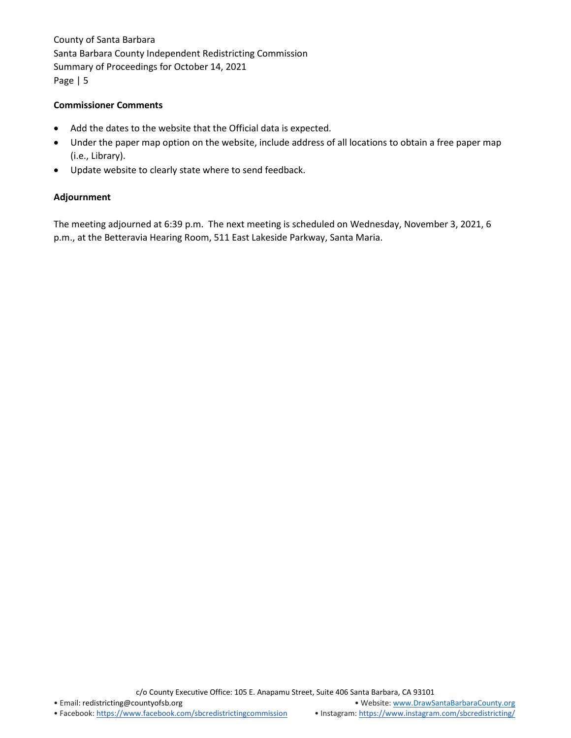**Commissioner Comments**

- Add the dates to the website that the Official data is expected.
- Under the paper map option on the website, include address of all locations to obtain a free paper map (i.e., Library).
- Update website to clearly state where to send feedback.

**Adjournment**

The meeting adjourned at 6:39 p.m. The next meeting is scheduled on Wednesday, November 3, 2021, 6 p.m., at the Betteravia Hearing Room, 511 East Lakeside Parkway, Santa Maria.